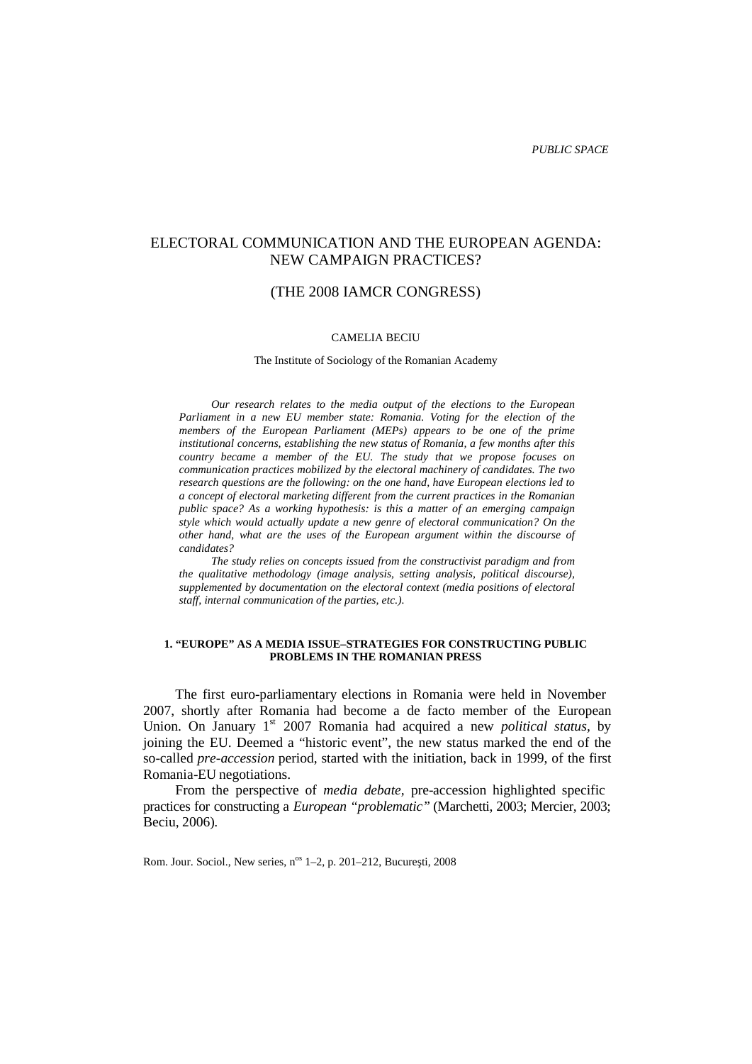PUBLIC SPACE

# ELECTORAL COMMUNICATION AND THE EUROPEAN AGENDA: NEW CAMPAIGN PRACTICES?

## (THE 2008 IAMCR CONGRESS)

CAMELIA BECIU

The Institute of Sociology of the Romanian Academy

*Our research relates to the media output of the elections to the European Parliament in a new EU member state: Romania. Voting for the election of the members of the European Parliament (MEPs) appears to be one of the prime institutional concerns, establishing the new status of Romania, a few months after this country became a member of the EU. The study that we propose focuses on communication practices mobilized by the electoral machinery of candidates. The two research questions are the following: on the one hand, have European elections led to a concept of electoral marketing different from the current practices in the Romanian public space? As a working hypothesis: is this a matter of an emerging campaign style which would actually update a new genre of electoral communication? On the other hand, what are the uses of the European argument within the discourse of candidates?*

*The study relies on concepts issued from the constructivist paradigm and from the qualitative methodology (image analysis, setting analysis, political discourse), supplemented by documentation on the electoral context (media positions of electoral staff, internal communication of the parties, etc.).*

### 1. "EUROPE" AS A MEDIA ISSUE–STRATEGIES FOR CONSTRUCTING PUBLIC PROBLEMS IN THE ROMANIAN PRESS

The first euro-parliamentary elections in Romania were held in November 2007, shortly after Romania had become a de facto member of the European Union. On January 1st 2007 Romania had acquired a new *political status*, by joining the EU. Deemed a "historic event", the new status marked the end of the so-called *pre-accession* period, started with the initiation, back in 1999, of the first Romania-EU negotiations.

From the perspective of *media debate*, pre-accession highlighted specific practices for constructing a *European "problematic"* (Marchetti, 2003; Mercier, 2003; Beciu, 2006).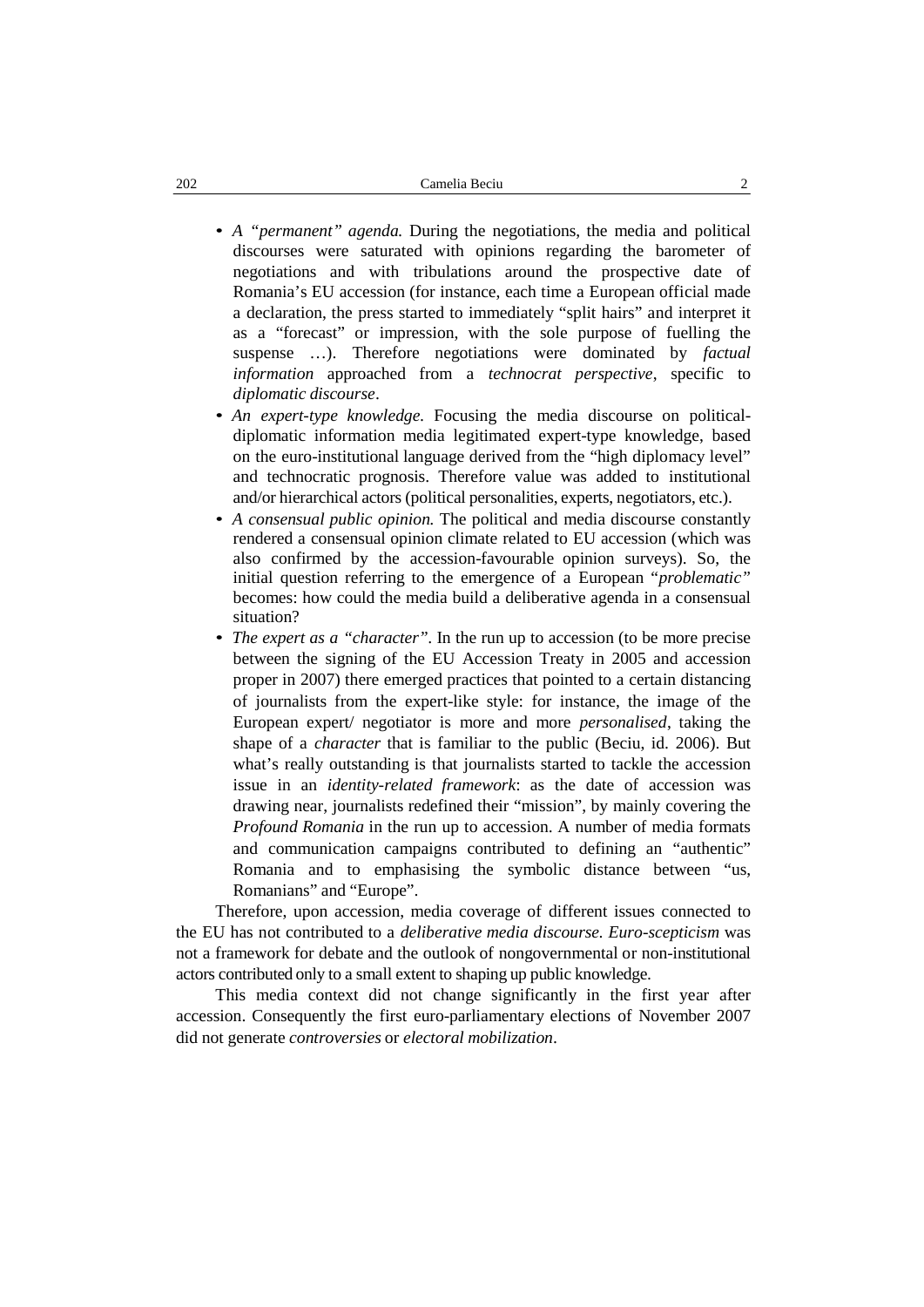- *A "permanent" agenda.* During the negotiations, the media and political discourses were saturated with opinions regarding the barometer of negotiations and with tribulations around the prospective date of Romania's EU accession (for instance, each time a European official made a declaration, the press started to immediately "split hairs" and interpret it as a "forecast" or impression, with the sole purpose of fuelling the suspense …). Therefore negotiations were dominated by *factual information* approached from a *technocrat perspective*, specific to *diplomatic discourse*.
- *An expert-type knowledge.* Focusing the media discourse on political-diplomatic information media legitimated expert-type knowledge, based on the euro-institutional language derived from the "high diplomacy level" and technocratic prognosis. Therefore value was added to institutional and/or hierarchical actors (political personalities, experts, negotiators, etc.).
- *A consensual public opinion.* The political and media discourse constantly rendered a consensual opinion climate related to EU accession (which was also confirmed by the accession-favourable opinion surveys). So, the initial question referring to the emergence of a European "*problematic"* becomes: how could the media build a deliberative agenda in a consensual situation?
- *The expert as a "character"*. In the run up to accession (to be more precise between the signing of the EU Accession Treaty in 2005 and accession proper in 2007) there emerged practices that pointed to a certain distancing of journalists from the expert-like style: for instance, the image of the European expert/ negotiator is more and more *personalised*, taking the shape of a *character* that is familiar to the public (Beciu, id. 2006). But what's really outstanding is that journalists started to tackle the accession issue in an *identity-related framework*: as the date of accession was drawing near, journalists redefined their "mission", by mainly covering the *Profound Romania* in the run up to accession. A number of media formats and communication campaigns contributed to defining an "authentic" Romania and to emphasising the symbolic distance between "us, Romanians" and "Europe".

Therefore, upon accession, media coverage of different issues connected to the EU has not contributed to a *deliberative media discourse. Euro-scepticism* was not a framework for debate and the outlook of nongovernmental or non-institutional actors contributed only to a small extent to shaping up public knowledge.

This media context did not change significantly in the first year after accession. Consequently the first euro-parliamentary elections of November 2007 did not generate *controversies* or *electoral mobilization*.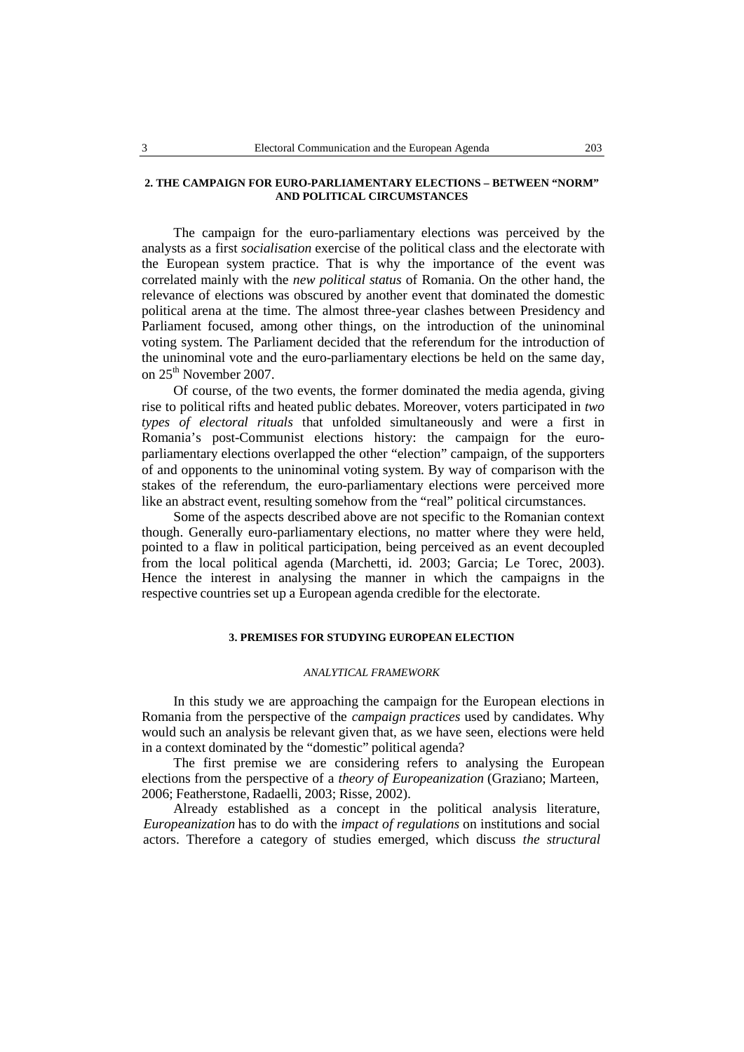## 2. THE CAMPAIGN FOR EURO-PARLIAMENTARY ELECTIONS – BETWEEN "NORM" AND POLITICAL CIRCUMSTANCES

The campaign for the euro-parliamentary elections was perceived by the analysts as a first *socialisation* exercise of the political class and the electorate with the European system practice. That is why the importance of the event was correlated mainly with the *new political status* of Romania. On the other hand, the relevance of elections was obscured by another event that dominated the domestic political arena at the time. The almost three-year clashes between Presidency and Parliament focused, among other things, on the introduction of the uninominal voting system. The Parliament decided that the referendum for the introduction of the uninominal vote and the euro-parliamentary elections be held on the same day, on 25th November 2007.

Of course, of the two events, the former dominated the media agenda, giving rise to political rifts and heated public debates. Moreover, voters participated in *two types of electoral rituals* that unfolded simultaneously and were a first in Romania's post-Communist elections history: the campaign for the euro-parliamentary elections overlapped the other "election" campaign, of the supporters of and opponents to the uninominal voting system. By way of comparison with the stakes of the referendum, the euro-parliamentary elections were perceived more like an abstract event, resulting somehow from the "real" political circumstances.

Some of the aspects described above are not specific to the Romanian context though. Generally euro-parliamentary elections, no matter where they were held, pointed to a flaw in political participation, being perceived as an event decoupled from the local political agenda (Marchetti, id. 2003; Garcia; Le Torec, 2003). Hence the interest in analysing the manner in which the campaigns in the respective countries set up a European agenda credible for the electorate.

## 3. PREMISES FOR STUDYING EUROPEAN ELECTION

### *ANALYTICAL FRAMEWORK*

In this study we are approaching the campaign for the European elections in Romania from the perspective of the *campaign practices* used by candidates. Why would such an analysis be relevant given that, as we have seen, elections were held in a context dominated by the "domestic" political agenda?

The first premise we are considering refers to analysing the European elections from the perspective of a *theory of Europeanization* (Graziano; Marteen, 2006; Featherstone, Radaelli, 2003; Risse, 2002).

Already established as a concept in the political analysis literature, *Europeanization* has to do with the *impact of regulations* on institutions and social actors. Therefore a category of studies emerged, which discuss *the structural*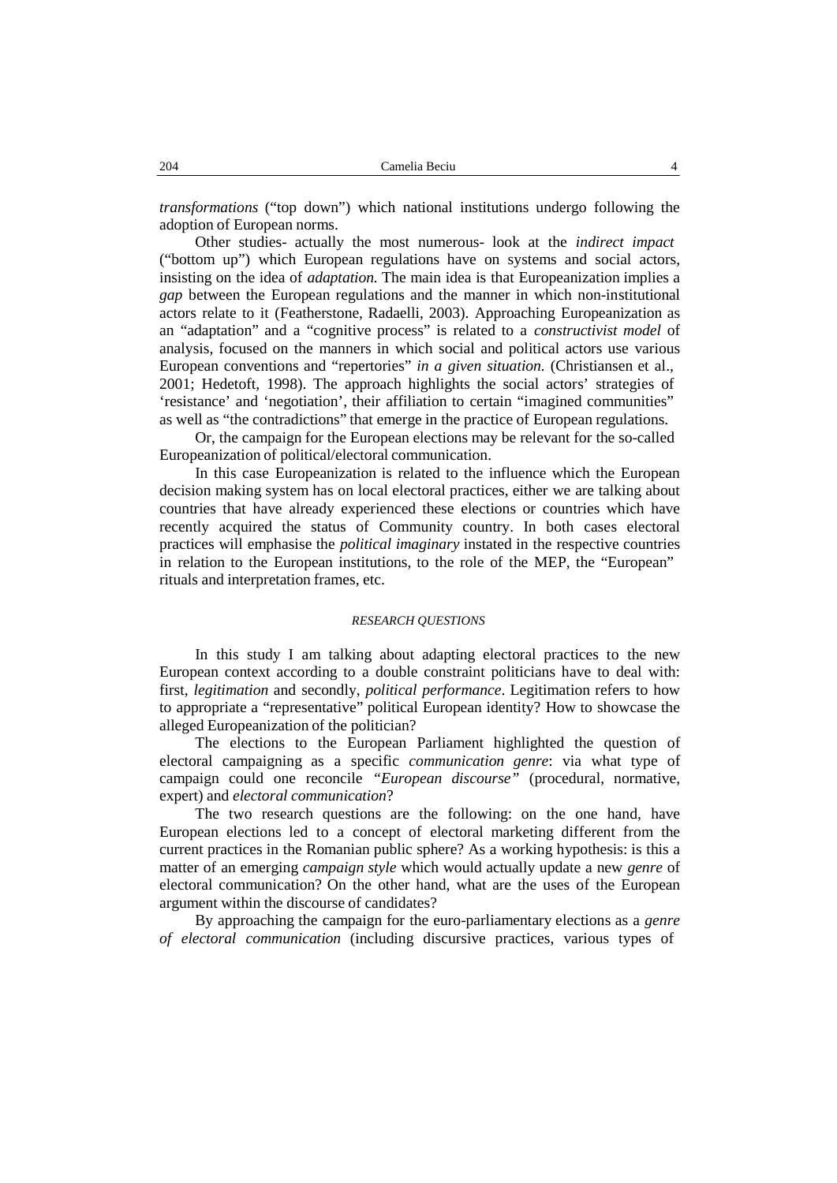*transformations* ("top down") which national institutions undergo following the adoption of European norms.

Other studies- actually the most numerous- look at the *indirect impact* ("bottom up") which European regulations have on systems and social actors, insisting on the idea of *adaptation.* The main idea is that Europeanization implies a *gap* between the European regulations and the manner in which non-institutional actors relate to it (Featherstone, Radaelli, 2003). Approaching Europeanization as an "adaptation" and a "cognitive process" is related to a *constructivist model* of analysis, focused on the manners in which social and political actors use various European conventions and "repertories" *in a given situation.* (Christiansen et al., 2001; Hedetoft, 1998). The approach highlights the social actors' strategies of 'resistance' and 'negotiation', their affiliation to certain "imagined communities" as well as "the contradictions" that emerge in the practice of European regulations.

Or, the campaign for the European elections may be relevant for the so-called Europeanization of political/electoral communication.

In this case Europeanization is related to the influence which the European decision making system has on local electoral practices, either we are talking about countries that have already experienced these elections or countries which have recently acquired the status of Community country. In both cases electoral practices will emphasise the *political imaginary* instated in the respective countries in relation to the European institutions, to the role of the MEP, the "European" rituals and interpretation frames, etc.

## *RESEARCH QUESTIONS*

In this study I am talking about adapting electoral practices to the new European context according to a double constraint politicians have to deal with: first, *legitimation* and secondly, *political performance*. Legitimation refers to how to appropriate a "representative" political European identity? How to showcase the alleged Europeanization of the politician?

The elections to the European Parliament highlighted the question of electoral campaigning as a specific *communication genre*: via what type of campaign could one reconcile *"European discourse"* (procedural, normative, expert) and *electoral communication*?

The two research questions are the following: on the one hand, have European elections led to a concept of electoral marketing different from the current practices in the Romanian public sphere? As a working hypothesis: is this a matter of an emerging *campaign style* which would actually update a new *genre* of electoral communication? On the other hand, what are the uses of the European argument within the discourse of candidates?

By approaching the campaign for the euro-parliamentary elections as a *genre of electoral communication* (including discursive practices, various types of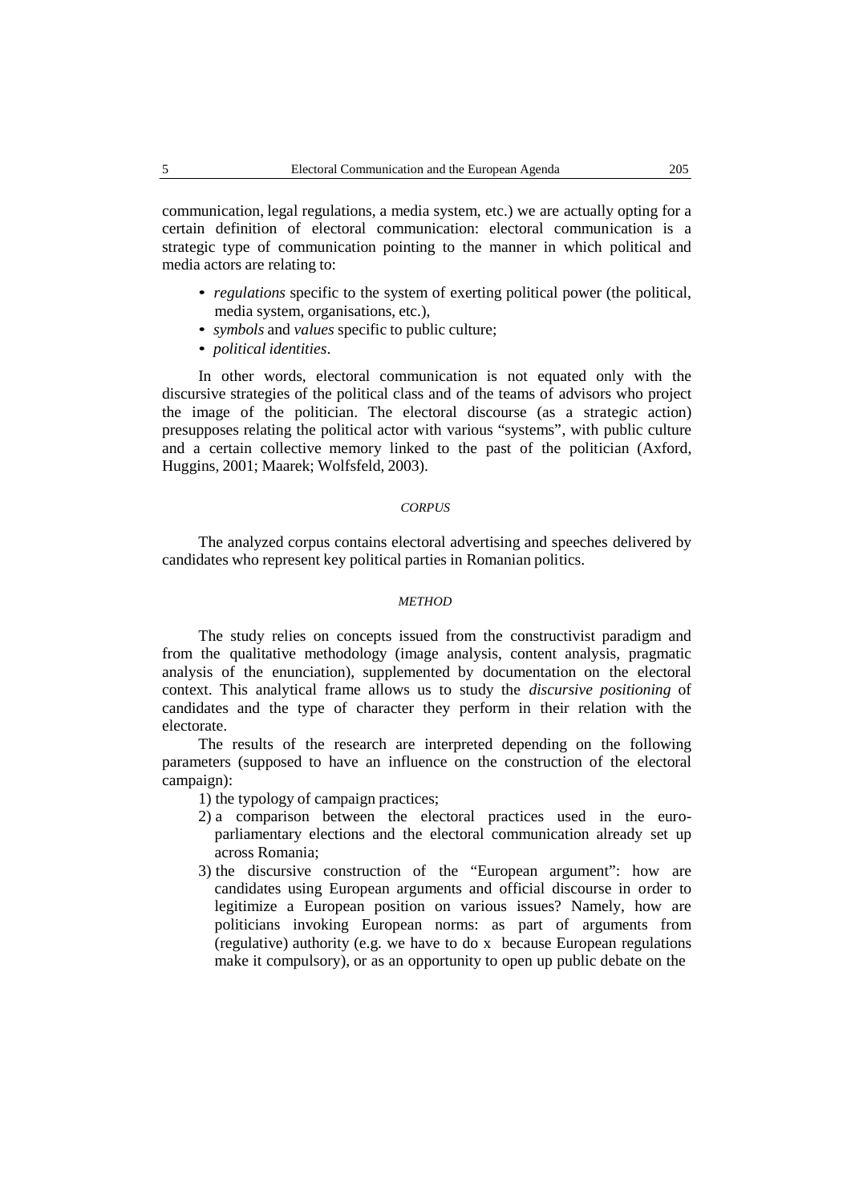communication, legal regulations, a media system, etc.) we are actually opting for a certain definition of electoral communication: electoral communication is a strategic type of communication pointing to the manner in which political and media actors are relating to:

- *regulations* specific to the system of exerting political power (the political, media system, organisations, etc.),
- *symbols* and *values* specific to public culture;
- *political identities*.

In other words, electoral communication is not equated only with the discursive strategies of the political class and of the teams of advisors who project the image of the politician. The electoral discourse (as a strategic action) presupposes relating the political actor with various "systems", with public culture and a certain collective memory linked to the past of the politician (Axford, Huggins, 2001; Maarek; Wolfsfeld, 2003).

### *CORPUS*

The analyzed corpus contains electoral advertising and speeches delivered by candidates who represent key political parties in Romanian politics.

### *METHOD*

The study relies on concepts issued from the constructivist paradigm and from the qualitative methodology (image analysis, content analysis, pragmatic analysis of the enunciation), supplemented by documentation on the electoral context. This analytical frame allows us to study the *discursive positioning* of candidates and the type of character they perform in their relation with the electorate.

The results of the research are interpreted depending on the following parameters (supposed to have an influence on the construction of the electoral campaign):

1) the typology of campaign practices;
2) a comparison between the electoral practices used in the euro-parliamentary elections and the electoral communication already set up across Romania;
3) the discursive construction of the "European argument": how are candidates using European arguments and official discourse in order to legitimize a European position on various issues? Namely, how are politicians invoking European norms: as part of arguments from (regulative) authority (e.g. we have to do x because European regulations make it compulsory), or as an opportunity to open up public debate on the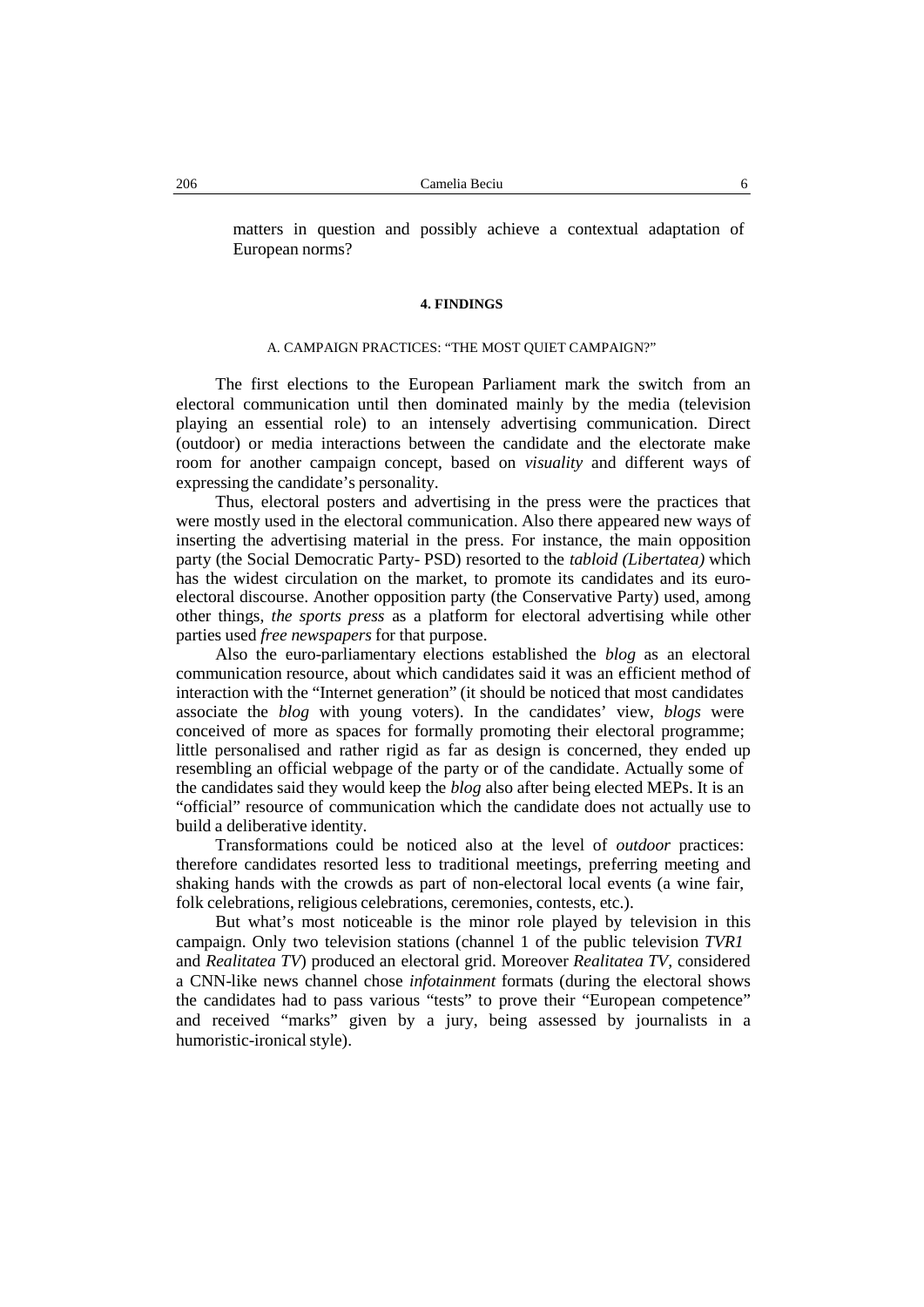matters in question and possibly achieve a contextual adaptation of European norms?

## 4. FINDINGS

### A. CAMPAIGN PRACTICES: "THE MOST QUIET CAMPAIGN?"

The first elections to the European Parliament mark the switch from an electoral communication until then dominated mainly by the media (television playing an essential role) to an intensely advertising communication. Direct (outdoor) or media interactions between the candidate and the electorate make room for another campaign concept, based on *visuality* and different ways of expressing the candidate's personality.

Thus, electoral posters and advertising in the press were the practices that were mostly used in the electoral communication. Also there appeared new ways of inserting the advertising material in the press. For instance, the main opposition party (the Social Democratic Party- PSD) resorted to the *tabloid (Libertatea)* which has the widest circulation on the market, to promote its candidates and its euro-electoral discourse. Another opposition party (the Conservative Party) used, among other things, *the sports press* as a platform for electoral advertising while other parties used *free newspapers* for that purpose.

Also the euro-parliamentary elections established the *blog* as an electoral communication resource, about which candidates said it was an efficient method of interaction with the "Internet generation" (it should be noticed that most candidates associate the *blog* with young voters). In the candidates' view, *blogs* were conceived of more as spaces for formally promoting their electoral programme; little personalised and rather rigid as far as design is concerned, they ended up resembling an official webpage of the party or of the candidate. Actually some of the candidates said they would keep the *blog* also after being elected MEPs. It is an "official" resource of communication which the candidate does not actually use to build a deliberative identity.

Transformations could be noticed also at the level of *outdoor* practices: therefore candidates resorted less to traditional meetings, preferring meeting and shaking hands with the crowds as part of non-electoral local events (a wine fair, folk celebrations, religious celebrations, ceremonies, contests, etc.).

But what's most noticeable is the minor role played by television in this campaign. Only two television stations (channel 1 of the public television *TVR1* and *Realitatea TV*) produced an electoral grid. Moreover *Realitatea TV*, considered a CNN-like news channel chose *infotainment* formats (during the electoral shows the candidates had to pass various "tests" to prove their "European competence" and received "marks" given by a jury, being assessed by journalists in a humoristic-ironical style).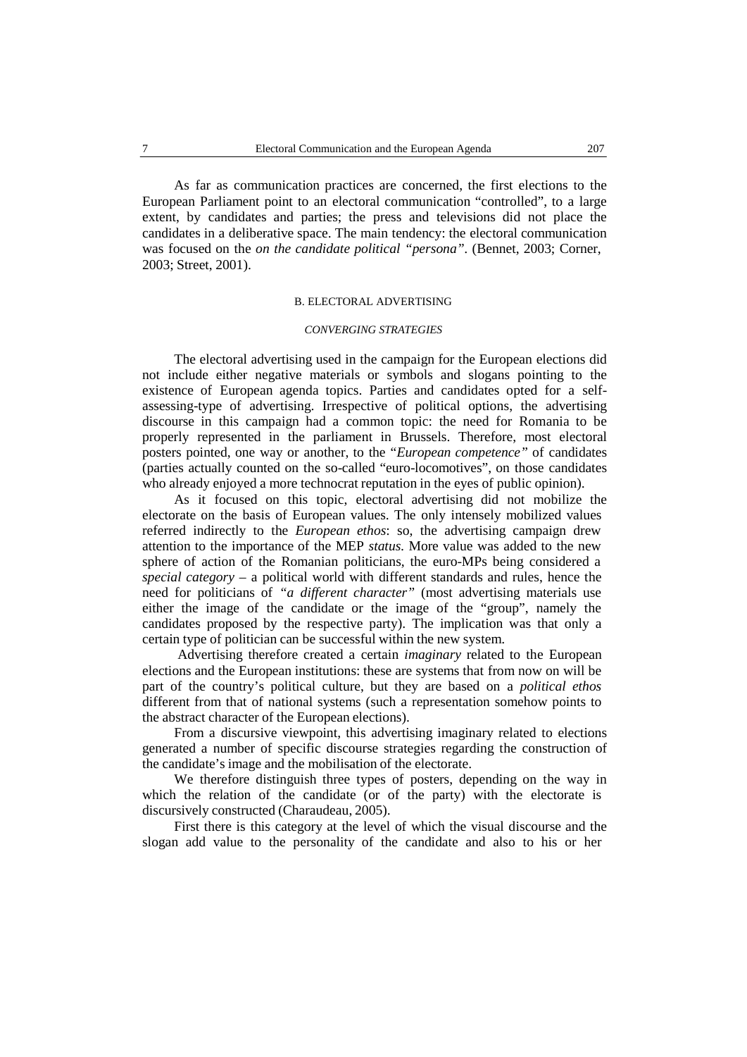As far as communication practices are concerned, the first elections to the European Parliament point to an electoral communication "controlled", to a large extent, by candidates and parties; the press and televisions did not place the candidates in a deliberative space. The main tendency: the electoral communication was focused on the *on the candidate political "persona"*. (Bennet, 2003; Corner, 2003; Street, 2001).

## B. ELECTORAL ADVERTISING

### *CONVERGING STRATEGIES*

The electoral advertising used in the campaign for the European elections did not include either negative materials or symbols and slogans pointing to the existence of European agenda topics. Parties and candidates opted for a self-assessing-type of advertising. Irrespective of political options, the advertising discourse in this campaign had a common topic: the need for Romania to be properly represented in the parliament in Brussels. Therefore, most electoral posters pointed, one way or another, to the "*European competence"* of candidates (parties actually counted on the so-called "euro-locomotives", on those candidates who already enjoyed a more technocrat reputation in the eyes of public opinion).

As it focused on this topic, electoral advertising did not mobilize the electorate on the basis of European values. The only intensely mobilized values referred indirectly to the *European ethos*: so, the advertising campaign drew attention to the importance of the MEP *status*. More value was added to the new sphere of action of the Romanian politicians, the euro-MPs being considered a *special category* – a political world with different standards and rules, hence the need for politicians of *"a different character"* (most advertising materials use either the image of the candidate or the image of the "group", namely the candidates proposed by the respective party). The implication was that only a certain type of politician can be successful within the new system.

Advertising therefore created a certain *imaginary* related to the European elections and the European institutions: these are systems that from now on will be part of the country's political culture, but they are based on a *political ethos* different from that of national systems (such a representation somehow points to the abstract character of the European elections).

From a discursive viewpoint, this advertising imaginary related to elections generated a number of specific discourse strategies regarding the construction of the candidate's image and the mobilisation of the electorate.

We therefore distinguish three types of posters, depending on the way in which the relation of the candidate (or of the party) with the electorate is discursively constructed (Charaudeau, 2005).

First there is this category at the level of which the visual discourse and the slogan add value to the personality of the candidate and also to his or her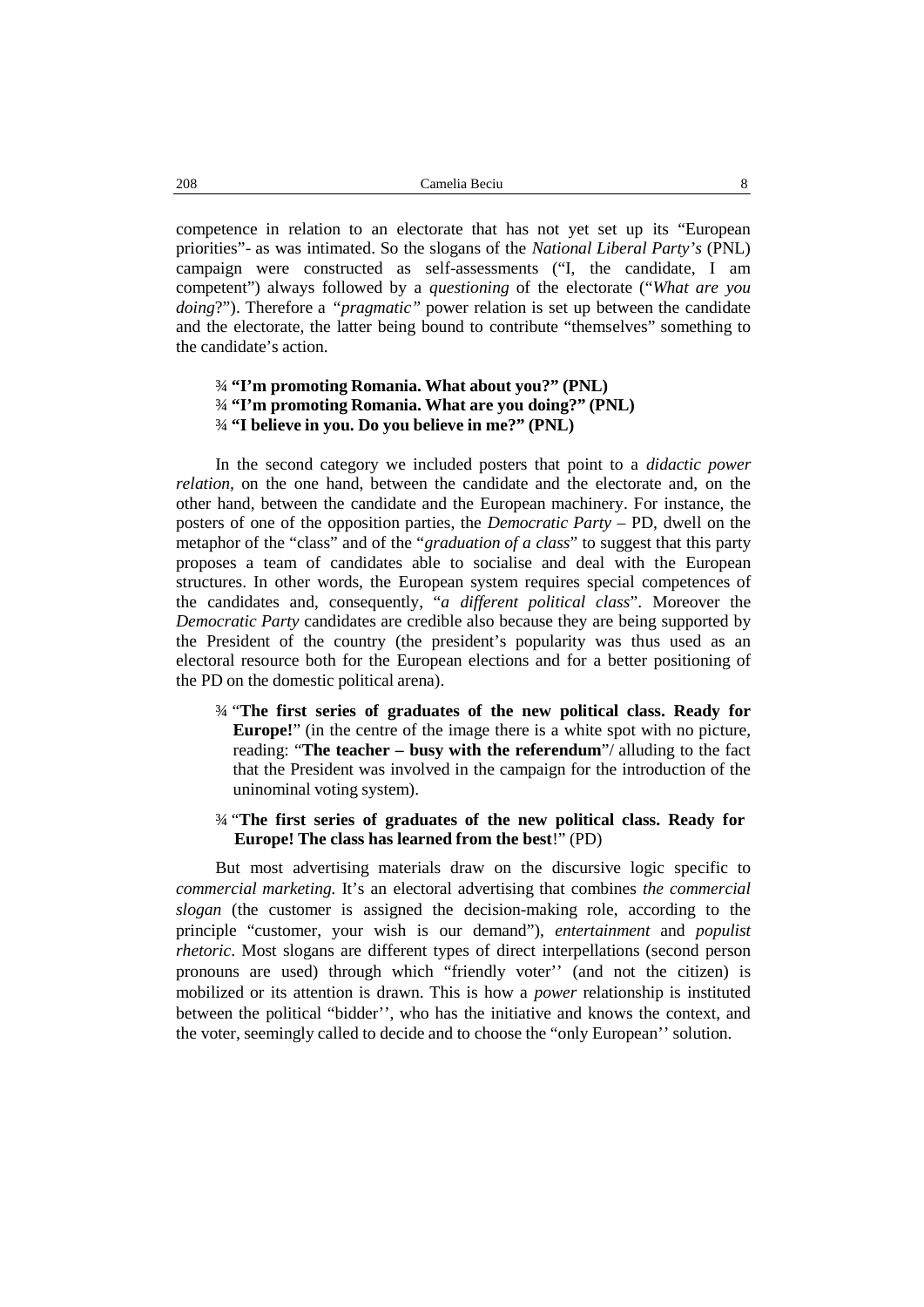competence in relation to an electorate that has not yet set up its "European priorities"- as was intimated. So the slogans of the *National Liberal Party's* (PNL) campaign were constructed as self-assessments ("I, the candidate, I am competent") always followed by a *questioning* of the electorate ("*What are you doing*?"). Therefore a *"pragmatic"* power relation is set up between the candidate and the electorate, the latter being bound to contribute "themselves" something to the candidate's action.

- **"I'm promoting Romania. What about you?" (PNL)**
- **"I'm promoting Romania. What are you doing?" (PNL)**
- **"I believe in you. Do you believe in me?" (PNL)**

In the second category we included posters that point to a *didactic power relation*, on the one hand, between the candidate and the electorate and, on the other hand, between the candidate and the European machinery. For instance, the posters of one of the opposition parties, the *Democratic Party* – PD, dwell on the metaphor of the "class" and of the "*graduation of a class*" to suggest that this party proposes a team of candidates able to socialise and deal with the European structures. In other words, the European system requires special competences of the candidates and, consequently, "*a different political class*". Moreover the *Democratic Party* candidates are credible also because they are being supported by the President of the country (the president's popularity was thus used as an electoral resource both for the European elections and for a better positioning of the PD on the domestic political arena).

- "**The first series of graduates of the new political class. Ready for Europe!**" (in the centre of the image there is a white spot with no picture, reading: "**The teacher – busy with the referendum**"/ alluding to the fact that the President was involved in the campaign for the introduction of the uninominal voting system).
- "**The first series of graduates of the new political class. Ready for Europe! The class has learned from the best**!" (PD)

But most advertising materials draw on the discursive logic specific to *commercial marketing.* It's an electoral advertising that combines *the commercial slogan* (the customer is assigned the decision-making role, according to the principle "customer, your wish is our demand"), *entertainment* and *populist rhetoric*. Most slogans are different types of direct interpellations (second person pronouns are used) through which "friendly voter'' (and not the citizen) is mobilized or its attention is drawn. This is how a *power* relationship is instituted between the political "bidder'', who has the initiative and knows the context, and the voter, seemingly called to decide and to choose the "only European'' solution.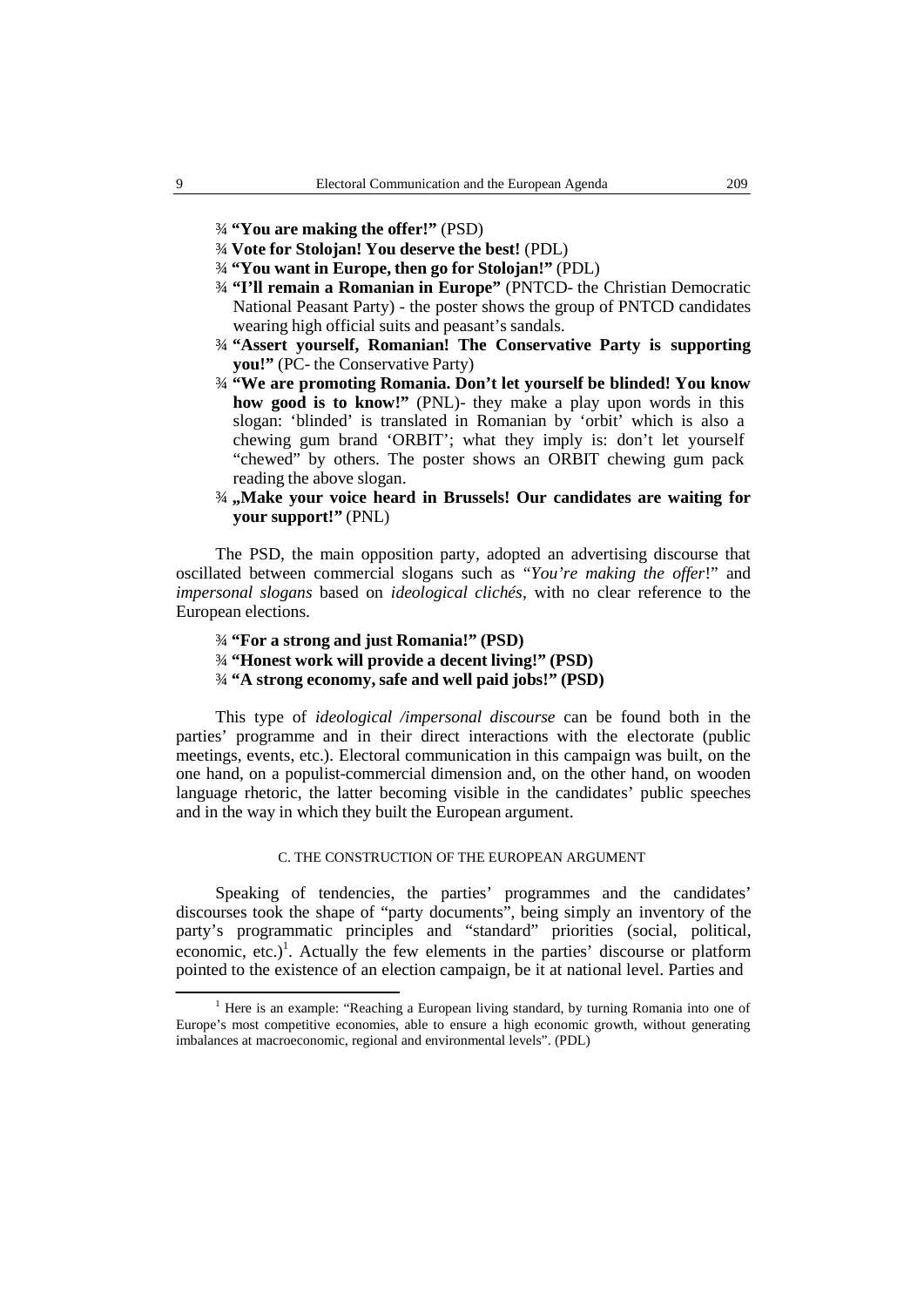- **"You are making the offer!"** (PSD)
- **Vote for Stolojan! You deserve the best!** (PDL)
- **"You want in Europe, then go for Stolojan!"** (PDL)
- **"I'll remain a Romanian in Europe"** (PNTCD- the Christian Democratic National Peasant Party) - the poster shows the group of PNTCD candidates wearing high official suits and peasant's sandals.
- **"Assert yourself, Romanian! The Conservative Party is supporting you!"** (PC- the Conservative Party)
- **"We are promoting Romania. Don't let yourself be blinded! You know how good is to know!"** (PNL)- they make a play upon words in this slogan: 'blinded' is translated in Romanian by 'orbit' which is also a chewing gum brand 'ORBIT'; what they imply is: don't let yourself "chewed" by others. The poster shows an ORBIT chewing gum pack reading the above slogan.
- **„Make your voice heard in Brussels! Our candidates are waiting for your support!"** (PNL)

The PSD, the main opposition party, adopted an advertising discourse that oscillated between commercial slogans such as "*You're making the offer*!" and *impersonal slogans* based on *ideological clichés*, with no clear reference to the European elections.

- **"For a strong and just Romania!" (PSD)**
- **"Honest work will provide a decent living!" (PSD)**
- **"A strong economy, safe and well paid jobs!" (PSD)**

This type of *ideological /impersonal discourse* can be found both in the parties' programme and in their direct interactions with the electorate (public meetings, events, etc.). Electoral communication in this campaign was built, on the one hand, on a populist-commercial dimension and, on the other hand, on wooden language rhetoric, the latter becoming visible in the candidates' public speeches and in the way in which they built the European argument.

### C. THE CONSTRUCTION OF THE EUROPEAN ARGUMENT

Speaking of tendencies, the parties' programmes and the candidates' discourses took the shape of "party documents", being simply an inventory of the party's programmatic principles and "standard" priorities (social, political, economic, etc.)[1]. Actually the few elements in the parties' discourse or platform pointed to the existence of an election campaign, be it at national level. Parties and

[1] Here is an example: "Reaching a European living standard, by turning Romania into one of Europe's most competitive economies, able to ensure a high economic growth, without generating imbalances at macroeconomic, regional and environmental levels". (PDL)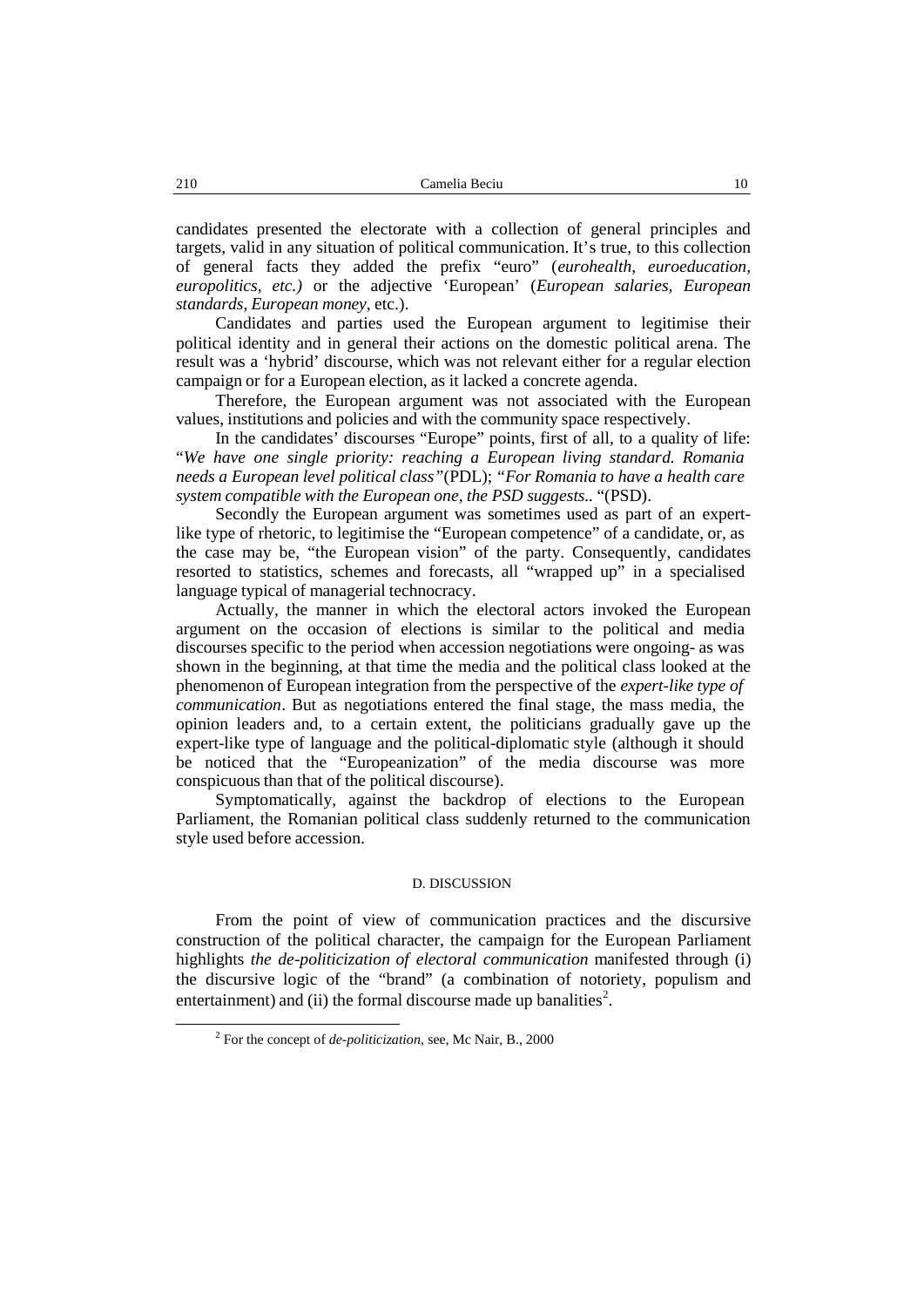candidates presented the electorate with a collection of general principles and targets, valid in any situation of political communication. It's true, to this collection of general facts they added the prefix "euro" (*eurohealth, euroeducation, europolitics, etc.)* or the adjective 'European' (*European salaries, European standards, European money*, etc.).

Candidates and parties used the European argument to legitimise their political identity and in general their actions on the domestic political arena. The result was a 'hybrid' discourse, which was not relevant either for a regular election campaign or for a European election, as it lacked a concrete agenda.

Therefore, the European argument was not associated with the European values, institutions and policies and with the community space respectively.

In the candidates' discourses "Europe" points, first of all, to a quality of life: "*We have one single priority: reaching a European living standard. Romania needs a European level political class"*(PDL); "*For Romania to have a health care system compatible with the European one, the PSD suggests..* "(PSD).

Secondly the European argument was sometimes used as part of an expert-like type of rhetoric, to legitimise the "European competence" of a candidate, or, as the case may be, "the European vision" of the party. Consequently, candidates resorted to statistics, schemes and forecasts, all "wrapped up" in a specialised language typical of managerial technocracy.

Actually, the manner in which the electoral actors invoked the European argument on the occasion of elections is similar to the political and media discourses specific to the period when accession negotiations were ongoing- as was shown in the beginning, at that time the media and the political class looked at the phenomenon of European integration from the perspective of the *expert-like type of communication*. But as negotiations entered the final stage, the mass media, the opinion leaders and, to a certain extent, the politicians gradually gave up the expert-like type of language and the political-diplomatic style (although it should be noticed that the "Europeanization" of the media discourse was more conspicuous than that of the political discourse).

Symptomatically, against the backdrop of elections to the European Parliament, the Romanian political class suddenly returned to the communication style used before accession.

## D. DISCUSSION

From the point of view of communication practices and the discursive construction of the political character, the campaign for the European Parliament highlights *the de-politicization of electoral communication* manifested through (i) the discursive logic of the "brand" (a combination of notoriety, populism and entertainment) and (ii) the formal discourse made up banalities[2].

[2] For the concept of *de-politicization*, see, Mc Nair, B., 2000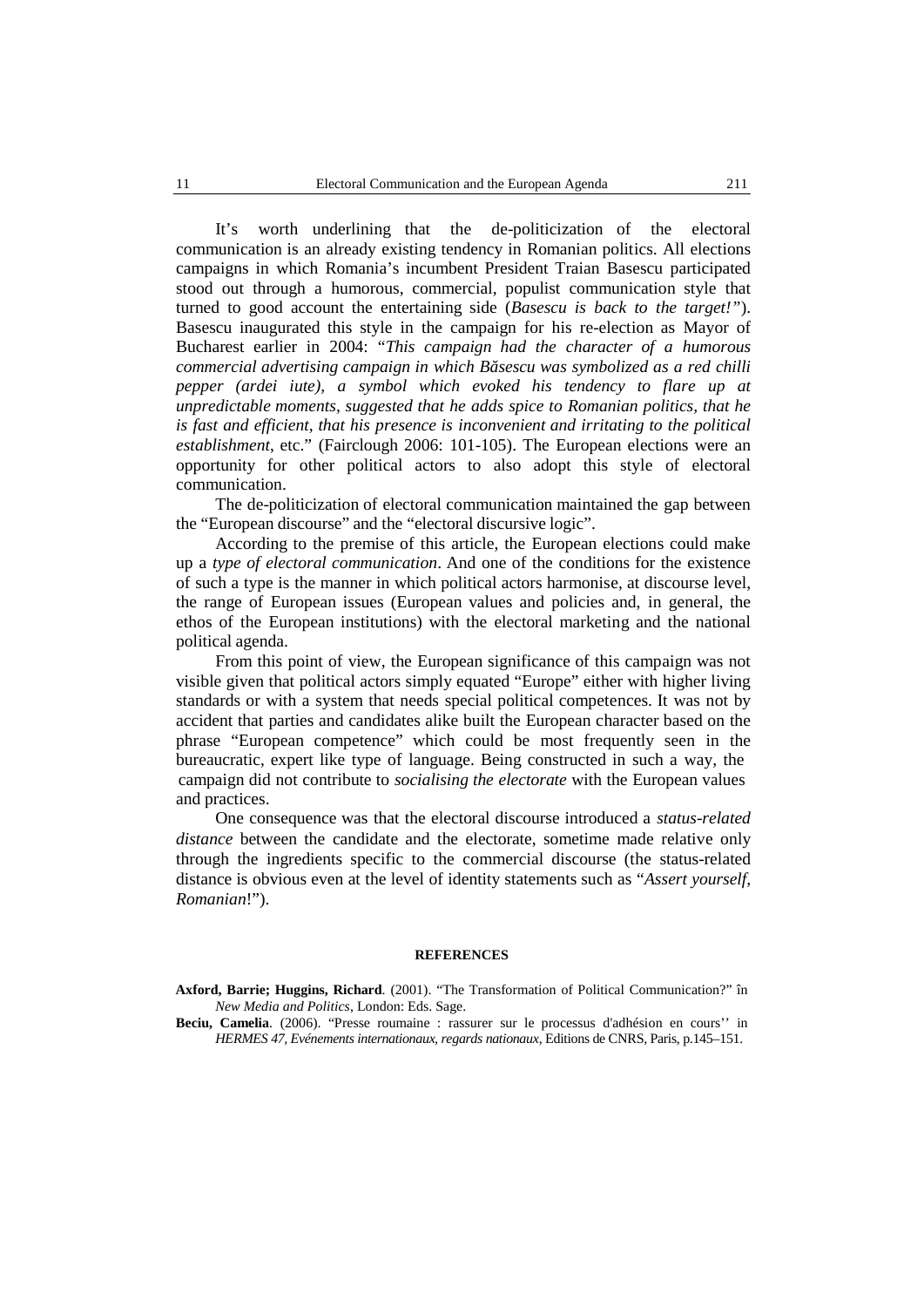It's worth underlining that the de-politicization of the electoral communication is an already existing tendency in Romanian politics. All elections campaigns in which Romania's incumbent President Traian Basescu participated stood out through a humorous, commercial, populist communication style that turned to good account the entertaining side (*Basescu is back to the target!"*). Basescu inaugurated this style in the campaign for his re-election as Mayor of Bucharest earlier in 2004: "*This campaign had the character of a humorous commercial advertising campaign in which Băsescu was symbolized as a red chilli pepper (ardei iute), a symbol which evoked his tendency to flare up at unpredictable moments, suggested that he adds spice to Romanian politics, that he is fast and efficient, that his presence is inconvenient and irritating to the political establishment*, etc." (Fairclough 2006: 101-105). The European elections were an opportunity for other political actors to also adopt this style of electoral communication.

The de-politicization of electoral communication maintained the gap between the "European discourse" and the "electoral discursive logic".

According to the premise of this article, the European elections could make up a *type of electoral communication*. And one of the conditions for the existence of such a type is the manner in which political actors harmonise, at discourse level, the range of European issues (European values and policies and, in general, the ethos of the European institutions) with the electoral marketing and the national political agenda.

From this point of view, the European significance of this campaign was not visible given that political actors simply equated "Europe" either with higher living standards or with a system that needs special political competences. It was not by accident that parties and candidates alike built the European character based on the phrase "European competence" which could be most frequently seen in the bureaucratic, expert like type of language. Being constructed in such a way, the campaign did not contribute to *socialising the electorate* with the European values and practices.

One consequence was that the electoral discourse introduced a *status-related distance* between the candidate and the electorate, sometime made relative only through the ingredients specific to the commercial discourse (the status-related distance is obvious even at the level of identity statements such as "*Assert yourself, Romanian*!").

## REFERENCES

**Axford, Barrie; Huggins, Richard**. (2001). "The Transformation of Political Communication?" în *New Media and Politics*, London: Eds. Sage.

**Beciu, Camelia**. (2006). "Presse roumaine : rassurer sur le processus d'adhésion en cours'' in *HERMES 47, Evénements internationaux, regards nationaux*, Editions de CNRS, Paris, p.145–151.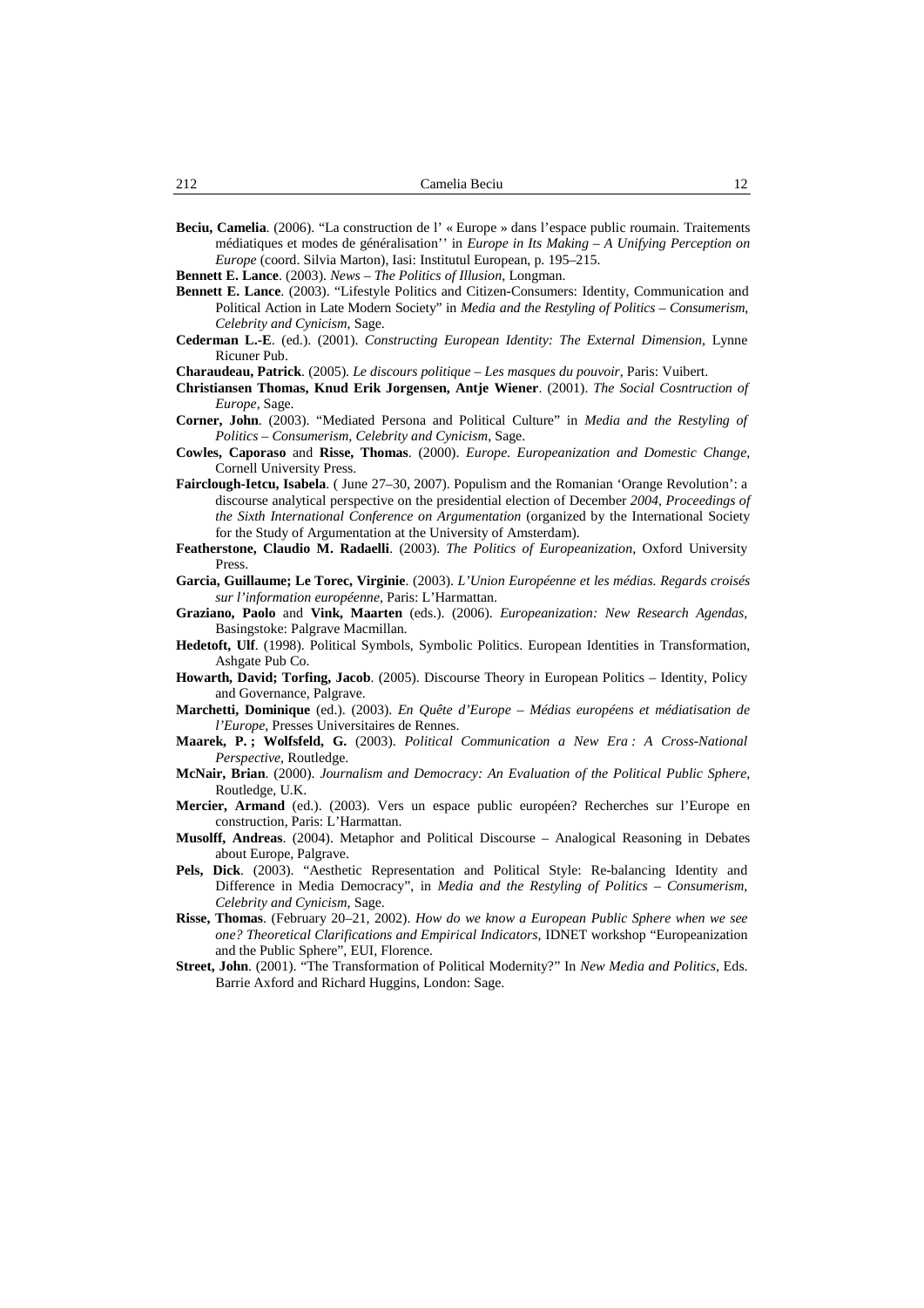**Beciu, Camelia**. (2006). "La construction de l' « Europe » dans l'espace public roumain. Traitements médiatiques et modes de généralisation'' in *Europe in Its Making – A Unifying Perception on Europe* (coord. Silvia Marton), Iasi: Institutul European, p. 195–215.

**Bennett E. Lance**. (2003). *News – The Politics of Illusion*, Longman.

**Bennett E. Lance**. (2003). "Lifestyle Politics and Citizen-Consumers: Identity, Communication and Political Action in Late Modern Society" in *Media and the Restyling of Politics – Consumerism, Celebrity and Cynicism*, Sage.

**Cederman L.-E**. (ed.). (2001). *Constructing European Identity: The External Dimension*, Lynne Ricuner Pub.

**Charaudeau, Patrick**. (2005). *Le discours politique – Les masques du pouvoir*, Paris: Vuibert.

**Christiansen Thomas, Knud Erik Jorgensen, Antje Wiener**. (2001). *The Social Cosntruction of Europe*, Sage.

**Corner, John**. (2003). "Mediated Persona and Political Culture" in *Media and the Restyling of Politics – Consumerism, Celebrity and Cynicism*, Sage.

**Cowles, Caporaso** and **Risse, Thomas**. (2000). *Europe. Europeanization and Domestic Change*, Cornell University Press.

**Fairclough-Ietcu, Isabela**. ( June 27–30, 2007). Populism and the Romanian 'Orange Revolution': a discourse analytical perspective on the presidential election of December *2004*, *Proceedings of the Sixth International Conference on Argumentation* (organized by the International Society for the Study of Argumentation at the University of Amsterdam).

**Featherstone, Claudio M. Radaelli**. (2003). *The Politics of Europeanization*, Oxford University Press.

**Garcia, Guillaume; Le Torec, Virginie**. (2003). *L'Union Européenne et les médias. Regards croisés sur l'information européenne*, Paris: L'Harmattan.

**Graziano, Paolo** and **Vink, Maarten** (eds.). (2006). *Europeanization: New Research Agendas*, Basingstoke: Palgrave Macmillan.

**Hedetoft, Ulf**. (1998). Political Symbols, Symbolic Politics. European Identities in Transformation, Ashgate Pub Co.

**Howarth, David; Torfing, Jacob**. (2005). Discourse Theory in European Politics – Identity, Policy and Governance, Palgrave.

**Marchetti, Dominique** (ed.). (2003). *En Quête d'Europe – Médias européens et médiatisation de l'Europe*, Presses Universitaires de Rennes.

**Maarek, P. ; Wolfsfeld, G.** (2003). *Political Communication a New Era : A Cross-National Perspective*, Routledge.

**McNair, Brian**. (2000). *Journalism and Democracy: An Evaluation of the Political Public Sphere*, Routledge, U.K.

**Mercier, Armand** (ed.). (2003). Vers un espace public européen? Recherches sur l'Europe en construction, Paris: L'Harmattan.

**Musolff, Andreas**. (2004). Metaphor and Political Discourse – Analogical Reasoning in Debates about Europe, Palgrave.

**Pels, Dick**. (2003). "Aesthetic Representation and Political Style: Re-balancing Identity and Difference in Media Democracy", in *Media and the Restyling of Politics – Consumerism, Celebrity and Cynicism*, Sage.

**Risse, Thomas**. (February 20–21, 2002). *How do we know a European Public Sphere when we see one? Theoretical Clarifications and Empirical Indicators*, IDNET workshop "Europeanization and the Public Sphere", EUI, Florence.

**Street, John**. (2001). "The Transformation of Political Modernity?" In *New Media and Politics*, Eds. Barrie Axford and Richard Huggins, London: Sage.